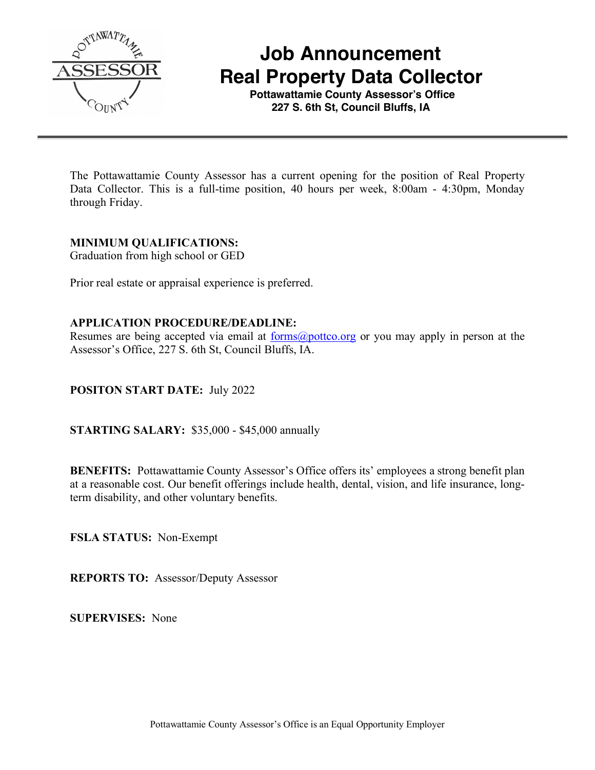# Job Announcement
# Real Property Data Collector

**Pottawattamie County Assessor's Office**
**227 S. 6th St, Council Bluffs, IA**

---

The Pottawattamie County Assessor has a current opening for the position of Real Property Data Collector. This is a full-time position, 40 hours per week, 8:00am - 4:30pm, Monday through Friday.

**MINIMUM QUALIFICATIONS:**
Graduation from high school or GED

Prior real estate or appraisal experience is preferred.

**APPLICATION PROCEDURE/DEADLINE:**
Resumes are being accepted via email at forms@pottco.org or you may apply in person at the Assessor's Office, 227 S. 6th St, Council Bluffs, IA.

**POSITON START DATE:** July 2022

**STARTING SALARY:** $35,000 - $45,000 annually

**BENEFITS:** Pottawattamie County Assessor's Office offers its' employees a strong benefit plan at a reasonable cost. Our benefit offerings include health, dental, vision, and life insurance, long-term disability, and other voluntary benefits.

**FSLA STATUS:** Non-Exempt

**REPORTS TO:** Assessor/Deputy Assessor

**SUPERVISES:** None

Pottawattamie County Assessor's Office is an Equal Opportunity Employer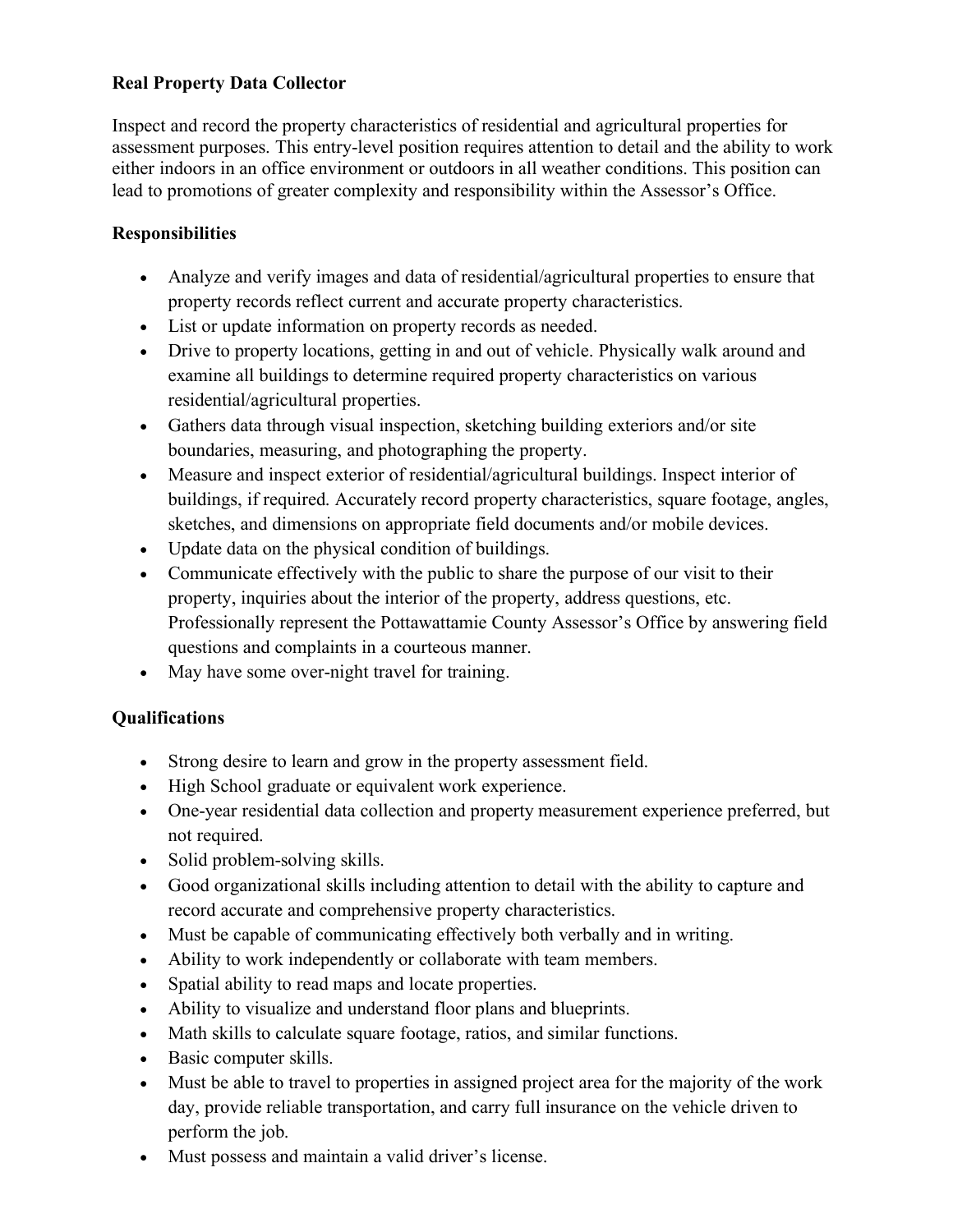**Real Property Data Collector**

Inspect and record the property characteristics of residential and agricultural properties for assessment purposes. This entry-level position requires attention to detail and the ability to work either indoors in an office environment or outdoors in all weather conditions. This position can lead to promotions of greater complexity and responsibility within the Assessor's Office.

**Responsibilities**

- Analyze and verify images and data of residential/agricultural properties to ensure that property records reflect current and accurate property characteristics.
- List or update information on property records as needed.
- Drive to property locations, getting in and out of vehicle. Physically walk around and examine all buildings to determine required property characteristics on various residential/agricultural properties.
- Gathers data through visual inspection, sketching building exteriors and/or site boundaries, measuring, and photographing the property.
- Measure and inspect exterior of residential/agricultural buildings. Inspect interior of buildings, if required. Accurately record property characteristics, square footage, angles, sketches, and dimensions on appropriate field documents and/or mobile devices.
- Update data on the physical condition of buildings.
- Communicate effectively with the public to share the purpose of our visit to their property, inquiries about the interior of the property, address questions, etc. Professionally represent the Pottawattamie County Assessor's Office by answering field questions and complaints in a courteous manner.
- May have some over-night travel for training.

**Qualifications**

- Strong desire to learn and grow in the property assessment field.
- High School graduate or equivalent work experience.
- One-year residential data collection and property measurement experience preferred, but not required.
- Solid problem-solving skills.
- Good organizational skills including attention to detail with the ability to capture and record accurate and comprehensive property characteristics.
- Must be capable of communicating effectively both verbally and in writing.
- Ability to work independently or collaborate with team members.
- Spatial ability to read maps and locate properties.
- Ability to visualize and understand floor plans and blueprints.
- Math skills to calculate square footage, ratios, and similar functions.
- Basic computer skills.
- Must be able to travel to properties in assigned project area for the majority of the work day, provide reliable transportation, and carry full insurance on the vehicle driven to perform the job.
- Must possess and maintain a valid driver's license.